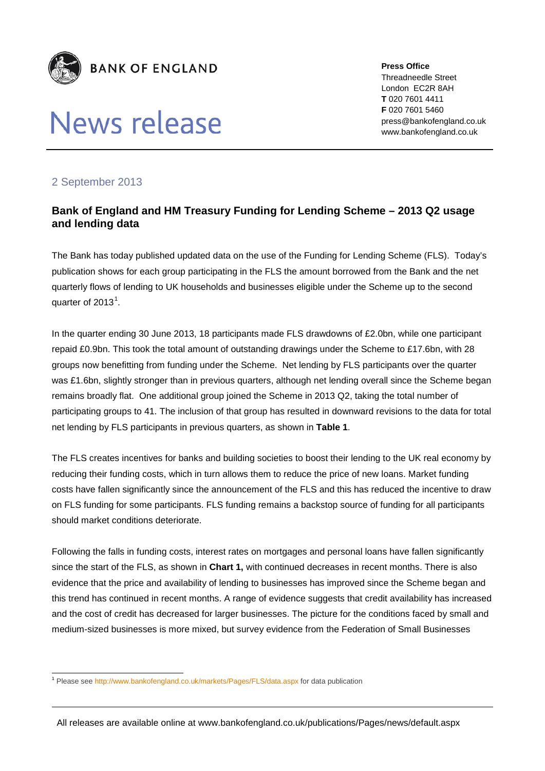BANK OF ENGLAND

# News release

**Press Office**
Threadneedle Street
London EC2R 8AH
**T** 020 7601 4411
**F** 020 7601 5460
press@bankofengland.co.uk
www.bankofengland.co.uk

2 September 2013

## Bank of England and HM Treasury Funding for Lending Scheme – 2013 Q2 usage and lending data

The Bank has today published updated data on the use of the Funding for Lending Scheme (FLS). Today's publication shows for each group participating in the FLS the amount borrowed from the Bank and the net quarterly flows of lending to UK households and businesses eligible under the Scheme up to the second quarter of 2013[1].

In the quarter ending 30 June 2013, 18 participants made FLS drawdowns of £2.0bn, while one participant repaid £0.9bn. This took the total amount of outstanding drawings under the Scheme to £17.6bn, with 28 groups now benefitting from funding under the Scheme. Net lending by FLS participants over the quarter was £1.6bn, slightly stronger than in previous quarters, although net lending overall since the Scheme began remains broadly flat. One additional group joined the Scheme in 2013 Q2, taking the total number of participating groups to 41. The inclusion of that group has resulted in downward revisions to the data for total net lending by FLS participants in previous quarters, as shown in **Table 1**.

The FLS creates incentives for banks and building societies to boost their lending to the UK real economy by reducing their funding costs, which in turn allows them to reduce the price of new loans. Market funding costs have fallen significantly since the announcement of the FLS and this has reduced the incentive to draw on FLS funding for some participants. FLS funding remains a backstop source of funding for all participants should market conditions deteriorate.

Following the falls in funding costs, interest rates on mortgages and personal loans have fallen significantly since the start of the FLS, as shown in **Chart 1,** with continued decreases in recent months. There is also evidence that the price and availability of lending to businesses has improved since the Scheme began and this trend has continued in recent months. A range of evidence suggests that credit availability has increased and the cost of credit has decreased for larger businesses. The picture for the conditions faced by small and medium-sized businesses is more mixed, but survey evidence from the Federation of Small Businesses

[1] Please see http://www.bankofengland.co.uk/markets/Pages/FLS/data.aspx for data publication

All releases are available online at www.bankofengland.co.uk/publications/Pages/news/default.aspx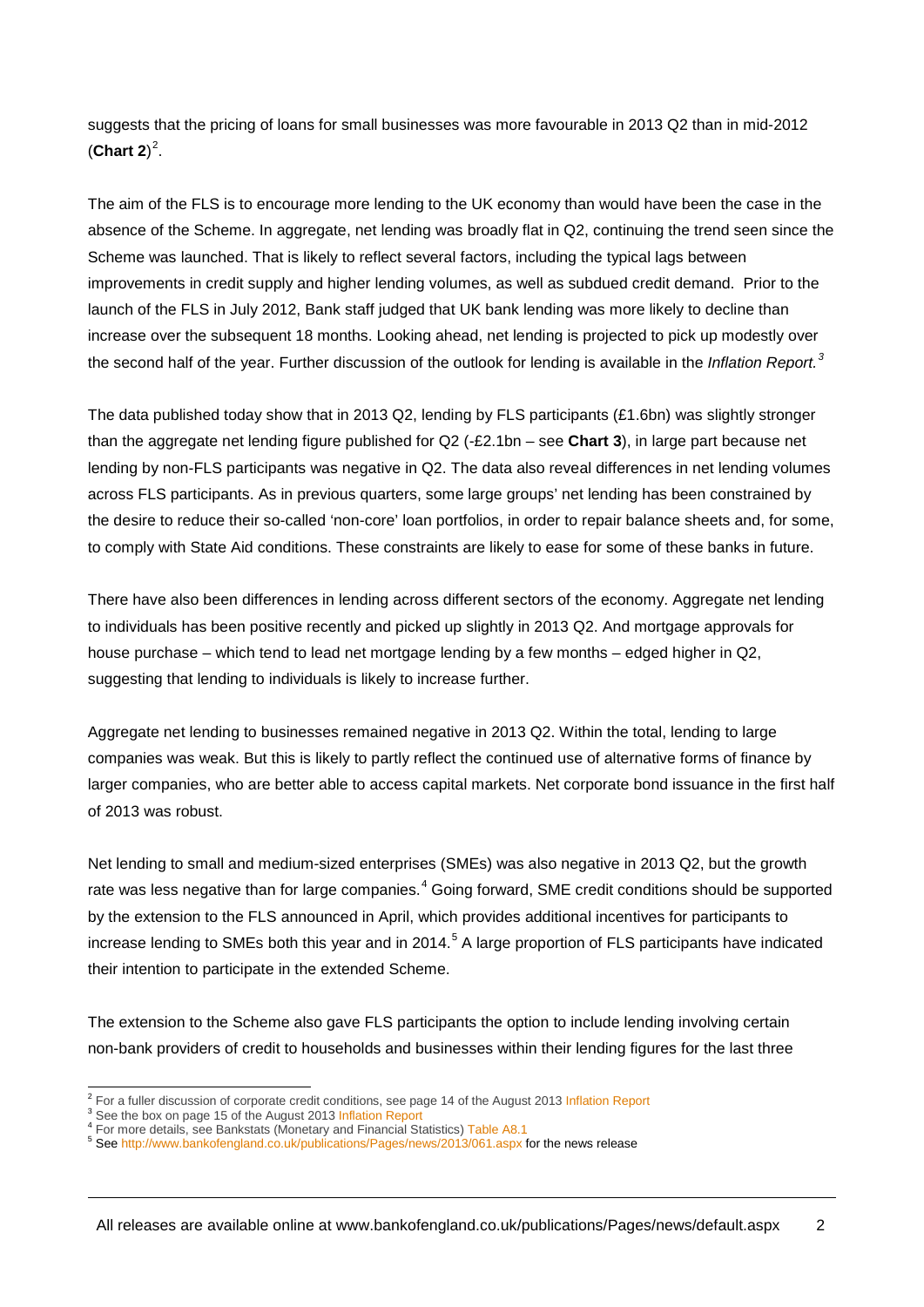suggests that the pricing of loans for small businesses was more favourable in 2013 Q2 than in mid-2012 (**Chart 2**)[2].

The aim of the FLS is to encourage more lending to the UK economy than would have been the case in the absence of the Scheme. In aggregate, net lending was broadly flat in Q2, continuing the trend seen since the Scheme was launched. That is likely to reflect several factors, including the typical lags between improvements in credit supply and higher lending volumes, as well as subdued credit demand. Prior to the launch of the FLS in July 2012, Bank staff judged that UK bank lending was more likely to decline than increase over the subsequent 18 months. Looking ahead, net lending is projected to pick up modestly over the second half of the year. Further discussion of the outlook for lending is available in the *Inflation Report.*[3]

The data published today show that in 2013 Q2, lending by FLS participants (£1.6bn) was slightly stronger than the aggregate net lending figure published for Q2 (-£2.1bn – see **Chart 3**), in large part because net lending by non-FLS participants was negative in Q2. The data also reveal differences in net lending volumes across FLS participants. As in previous quarters, some large groups' net lending has been constrained by the desire to reduce their so-called 'non-core' loan portfolios, in order to repair balance sheets and, for some, to comply with State Aid conditions. These constraints are likely to ease for some of these banks in future.

There have also been differences in lending across different sectors of the economy. Aggregate net lending to individuals has been positive recently and picked up slightly in 2013 Q2. And mortgage approvals for house purchase – which tend to lead net mortgage lending by a few months – edged higher in Q2, suggesting that lending to individuals is likely to increase further.

Aggregate net lending to businesses remained negative in 2013 Q2. Within the total, lending to large companies was weak. But this is likely to partly reflect the continued use of alternative forms of finance by larger companies, who are better able to access capital markets. Net corporate bond issuance in the first half of 2013 was robust.

Net lending to small and medium-sized enterprises (SMEs) was also negative in 2013 Q2, but the growth rate was less negative than for large companies.[4] Going forward, SME credit conditions should be supported by the extension to the FLS announced in April, which provides additional incentives for participants to increase lending to SMEs both this year and in 2014.[5] A large proportion of FLS participants have indicated their intention to participate in the extended Scheme.

The extension to the Scheme also gave FLS participants the option to include lending involving certain non-bank providers of credit to households and businesses within their lending figures for the last three

---

[2] For a fuller discussion of corporate credit conditions, see page 14 of the August 2013 Inflation Report
[3] See the box on page 15 of the August 2013 Inflation Report
[4] For more details, see Bankstats (Monetary and Financial Statistics) Table A8.1
[5] See http://www.bankofengland.co.uk/publications/Pages/news/2013/061.aspx for the news release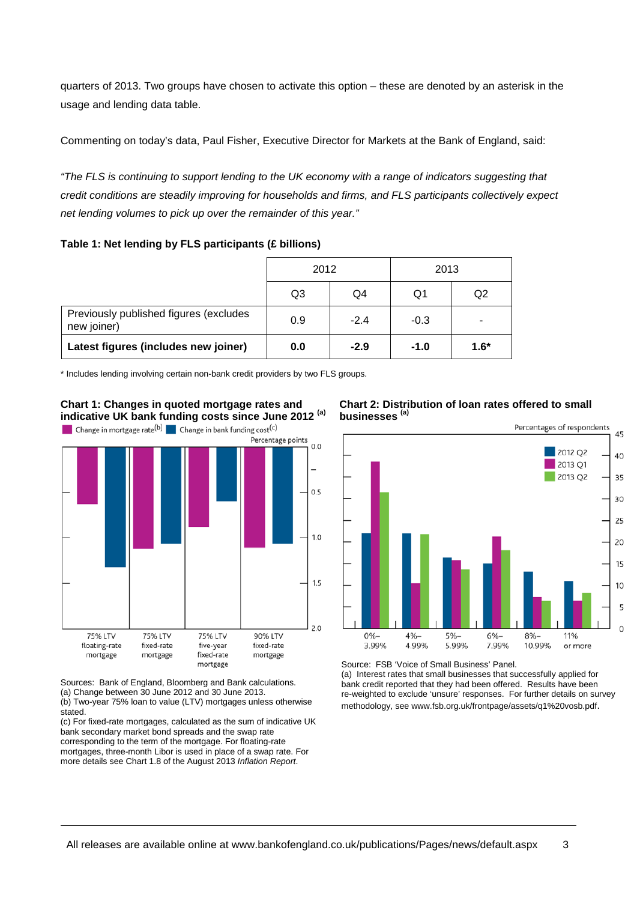quarters of 2013. Two groups have chosen to activate this option – these are denoted by an asterisk in the usage and lending data table.

Commenting on today's data, Paul Fisher, Executive Director for Markets at the Bank of England, said:

*"The FLS is continuing to support lending to the UK economy with a range of indicators suggesting that credit conditions are steadily improving for households and firms, and FLS participants collectively expect net lending volumes to pick up over the remainder of this year."*

**Table 1: Net lending by FLS participants (£ billions)**

| | 2012 | | 2013 | |
|---|---|---|---|---|
| | Q3 | Q4 | Q1 | Q2 |
| Previously published figures (excludes new joiner) | 0.9 | -2.4 | -0.3 | - |
| **Latest figures (includes new joiner)** | **0.0** | **-2.9** | **-1.0** | **1.6*** |

\* Includes lending involving certain non-bank credit providers by two FLS groups.

**Chart 1: Changes in quoted mortgage rates and indicative UK bank funding costs since June 2012 [(a)]**

Change in mortgage rate[(b)] | Change in bank funding cost[(c)]

Percentage points

| | Change in mortgage rate | Change in bank funding cost |
|---|---|---|
| 75% LTV floating-rate mortgage | 0.63 | 1.32 |
| 75% LTV fixed-rate mortgage | 1.13 | 1.08 |
| 75% LTV five-year fixed-rate mortgage | 0.88 | 0.6 |
| 90% LTV fixed-rate mortgage | 1.12 | 1.08 |

Sources: Bank of England, Bloomberg and Bank calculations.
(a) Change between 30 June 2012 and 30 June 2013.
(b) Two-year 75% loan to value (LTV) mortgages unless otherwise stated.
(c) For fixed-rate mortgages, calculated as the sum of indicative UK bank secondary market bond spreads and the swap rate corresponding to the term of the mortgage. For floating-rate mortgages, three-month Libor is used in place of a swap rate. For more details see Chart 1.8 of the August 2013 *Inflation Report*.

**Chart 2: Distribution of loan rates offered to small businesses [(a)]**

Percentages of respondents

| | 2012 Q2 | 2013 Q1 | 2013 Q2 |
|---|---|---|---|
| 0%–3.99% | 22 | 39 | 31 |
| 4%–4.99% | 22 | 10 | 22 |
| 5%–5.99% | 16 | 16 | 14 |
| 6%–7.99% | 15 | 21 | 18 |
| 8%–10.99% | 13 | 7 | 6 |
| 11% or more | 11 | 6 | 8 |

Source: FSB 'Voice of Small Business' Panel.
(a) Interest rates that small businesses that successfully applied for bank credit reported that they had been offered. Results have been re-weighted to exclude 'unsure' responses. For further details on survey methodology, see www.fsb.org.uk/frontpage/assets/q1%20vosb.pdf.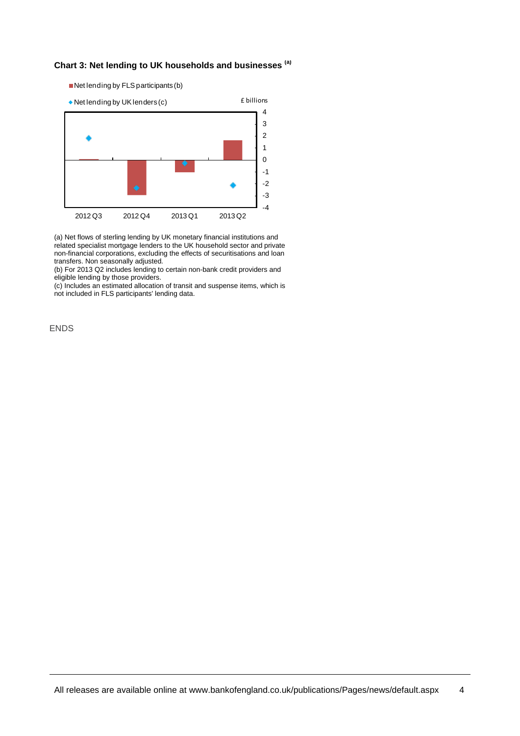**Chart 3: Net lending to UK households and businesses [(a)]**

Net lending by FLS participants (b)

Net lending by UK lenders (c)

£ billions

4
3
2
1
0
-1
-2
-3
-4

2012 Q3
2012 Q4
2013 Q1
2013 Q2

(a) Net flows of sterling lending by UK monetary financial institutions and related specialist mortgage lenders to the UK household sector and private non-financial corporations, excluding the effects of securitisations and loan transfers. Non seasonally adjusted.
(b) For 2013 Q2 includes lending to certain non-bank credit providers and eligible lending by those providers.
(c) Includes an estimated allocation of transit and suspense items, which is not included in FLS participants' lending data.

ENDS

All releases are available online at www.bankofengland.co.uk/publications/Pages/news/default.aspx